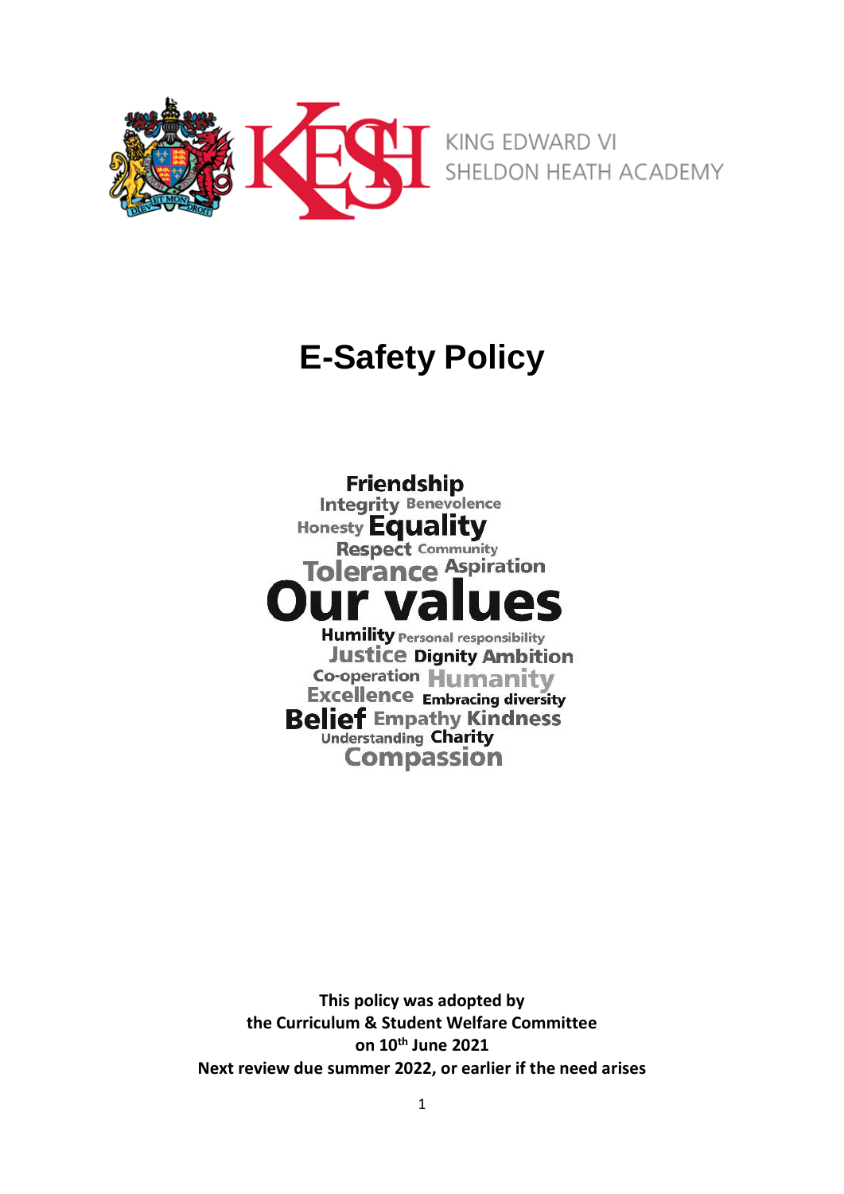KING EDWARD VI
SHELDON HEATH ACADEMY

# E-Safety Policy

Friendship
Integrity Benevolence
Honesty Equality
Respect Community
Tolerance Aspiration
Our values
Humility Personal responsibility
Justice Dignity Ambition
Co-operation Humanity
Excellence Embracing diversity
Belief Empathy Kindness
Understanding Charity
Compassion

**This policy was adopted by**
**the Curriculum & Student Welfare Committee**
**on 10th June 2021**
**Next review due summer 2022, or earlier if the need arises**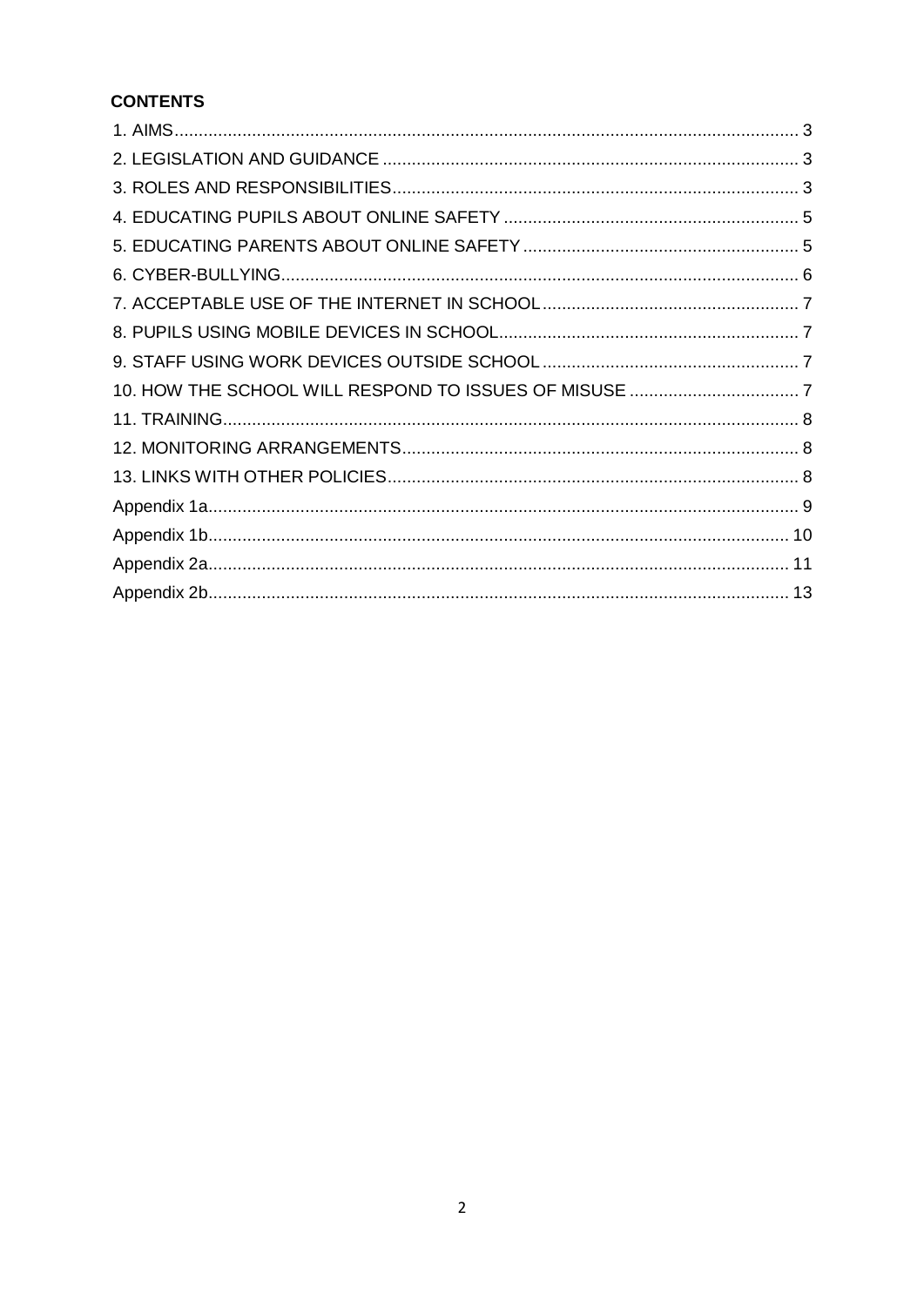**CONTENTS**

1. AIMS .......... 3
2. LEGISLATION AND GUIDANCE .......... 3
3. ROLES AND RESPONSIBILITIES .......... 3
4. EDUCATING PUPILS ABOUT ONLINE SAFETY .......... 5
5. EDUCATING PARENTS ABOUT ONLINE SAFETY .......... 5
6. CYBER-BULLYING .......... 6
7. ACCEPTABLE USE OF THE INTERNET IN SCHOOL .......... 7
8. PUPILS USING MOBILE DEVICES IN SCHOOL .......... 7
9. STAFF USING WORK DEVICES OUTSIDE SCHOOL .......... 7
10. HOW THE SCHOOL WILL RESPOND TO ISSUES OF MISUSE .......... 7
11. TRAINING .......... 8
12. MONITORING ARRANGEMENTS .......... 8
13. LINKS WITH OTHER POLICIES .......... 8

Appendix 1a .......... 9

Appendix 1b .......... 10

Appendix 2a .......... 11

Appendix 2b .......... 13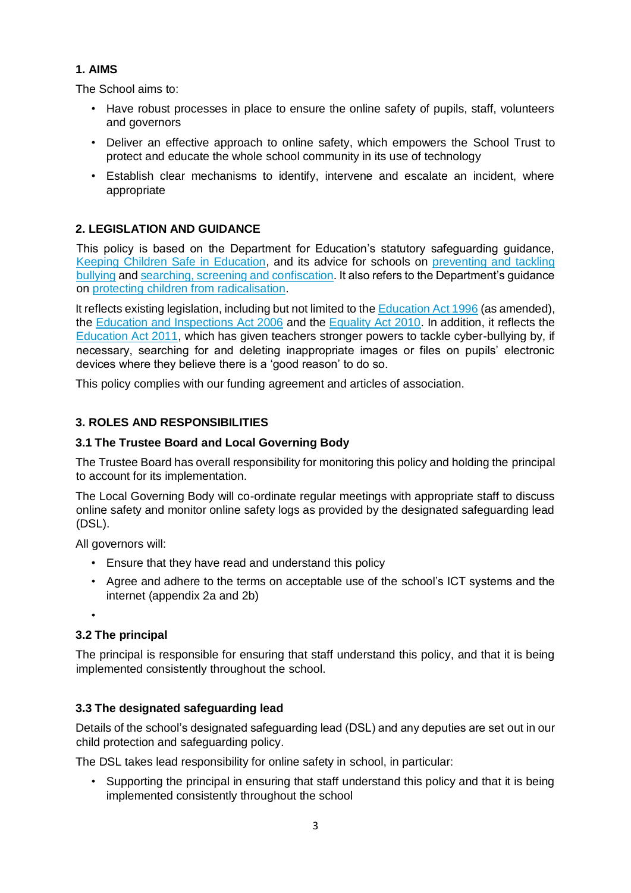## 1. AIMS

The School aims to:

- Have robust processes in place to ensure the online safety of pupils, staff, volunteers and governors
- Deliver an effective approach to online safety, which empowers the School Trust to protect and educate the whole school community in its use of technology
- Establish clear mechanisms to identify, intervene and escalate an incident, where appropriate

## 2. LEGISLATION AND GUIDANCE

This policy is based on the Department for Education's statutory safeguarding guidance, Keeping Children Safe in Education, and its advice for schools on preventing and tackling bullying and searching, screening and confiscation. It also refers to the Department's guidance on protecting children from radicalisation.

It reflects existing legislation, including but not limited to the Education Act 1996 (as amended), the Education and Inspections Act 2006 and the Equality Act 2010. In addition, it reflects the Education Act 2011, which has given teachers stronger powers to tackle cyber-bullying by, if necessary, searching for and deleting inappropriate images or files on pupils' electronic devices where they believe there is a 'good reason' to do so.

This policy complies with our funding agreement and articles of association.

## 3. ROLES AND RESPONSIBILITIES

### 3.1 The Trustee Board and Local Governing Body

The Trustee Board has overall responsibility for monitoring this policy and holding the principal to account for its implementation.

The Local Governing Body will co-ordinate regular meetings with appropriate staff to discuss online safety and monitor online safety logs as provided by the designated safeguarding lead (DSL).

All governors will:

- Ensure that they have read and understand this policy
- Agree and adhere to the terms on acceptable use of the school's ICT systems and the internet (appendix 2a and 2b)
- 

### 3.2 The principal

The principal is responsible for ensuring that staff understand this policy, and that it is being implemented consistently throughout the school.

### 3.3 The designated safeguarding lead

Details of the school's designated safeguarding lead (DSL) and any deputies are set out in our child protection and safeguarding policy.

The DSL takes lead responsibility for online safety in school, in particular:

- Supporting the principal in ensuring that staff understand this policy and that it is being implemented consistently throughout the school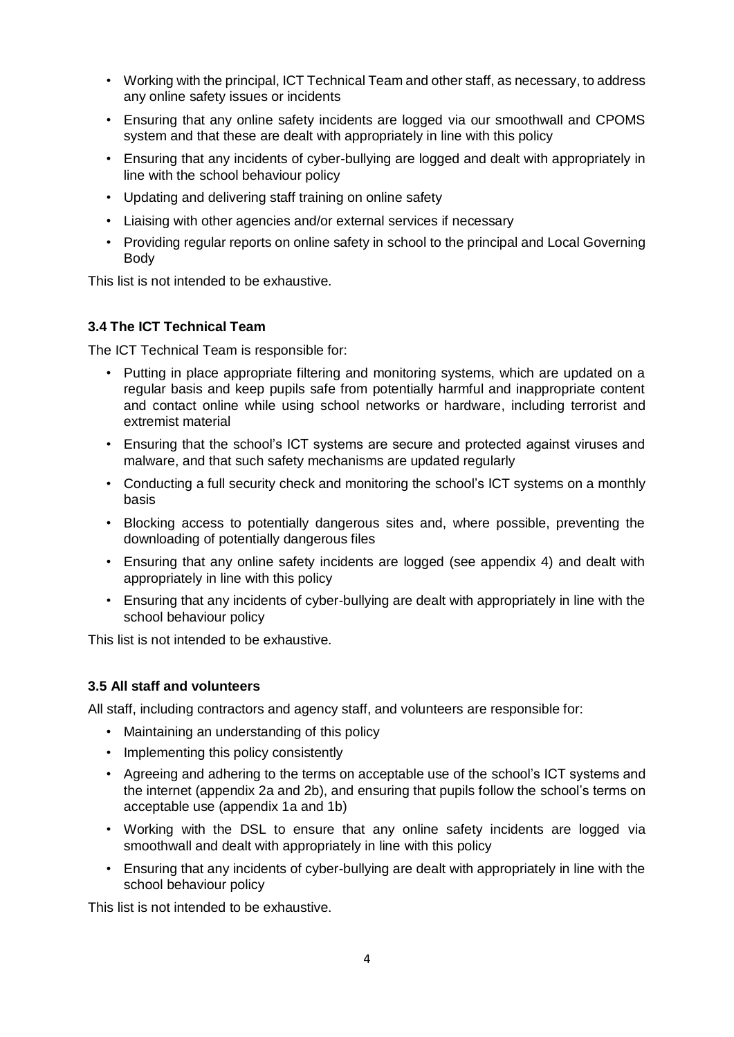- Working with the principal, ICT Technical Team and other staff, as necessary, to address any online safety issues or incidents
- Ensuring that any online safety incidents are logged via our smoothwall and CPOMS system and that these are dealt with appropriately in line with this policy
- Ensuring that any incidents of cyber-bullying are logged and dealt with appropriately in line with the school behaviour policy
- Updating and delivering staff training on online safety
- Liaising with other agencies and/or external services if necessary
- Providing regular reports on online safety in school to the principal and Local Governing Body

This list is not intended to be exhaustive.

### 3.4 The ICT Technical Team

The ICT Technical Team is responsible for:

- Putting in place appropriate filtering and monitoring systems, which are updated on a regular basis and keep pupils safe from potentially harmful and inappropriate content and contact online while using school networks or hardware, including terrorist and extremist material
- Ensuring that the school's ICT systems are secure and protected against viruses and malware, and that such safety mechanisms are updated regularly
- Conducting a full security check and monitoring the school's ICT systems on a monthly basis
- Blocking access to potentially dangerous sites and, where possible, preventing the downloading of potentially dangerous files
- Ensuring that any online safety incidents are logged (see appendix 4) and dealt with appropriately in line with this policy
- Ensuring that any incidents of cyber-bullying are dealt with appropriately in line with the school behaviour policy

This list is not intended to be exhaustive.

### 3.5 All staff and volunteers

All staff, including contractors and agency staff, and volunteers are responsible for:

- Maintaining an understanding of this policy
- Implementing this policy consistently
- Agreeing and adhering to the terms on acceptable use of the school's ICT systems and the internet (appendix 2a and 2b), and ensuring that pupils follow the school's terms on acceptable use (appendix 1a and 1b)
- Working with the DSL to ensure that any online safety incidents are logged via smoothwall and dealt with appropriately in line with this policy
- Ensuring that any incidents of cyber-bullying are dealt with appropriately in line with the school behaviour policy

This list is not intended to be exhaustive.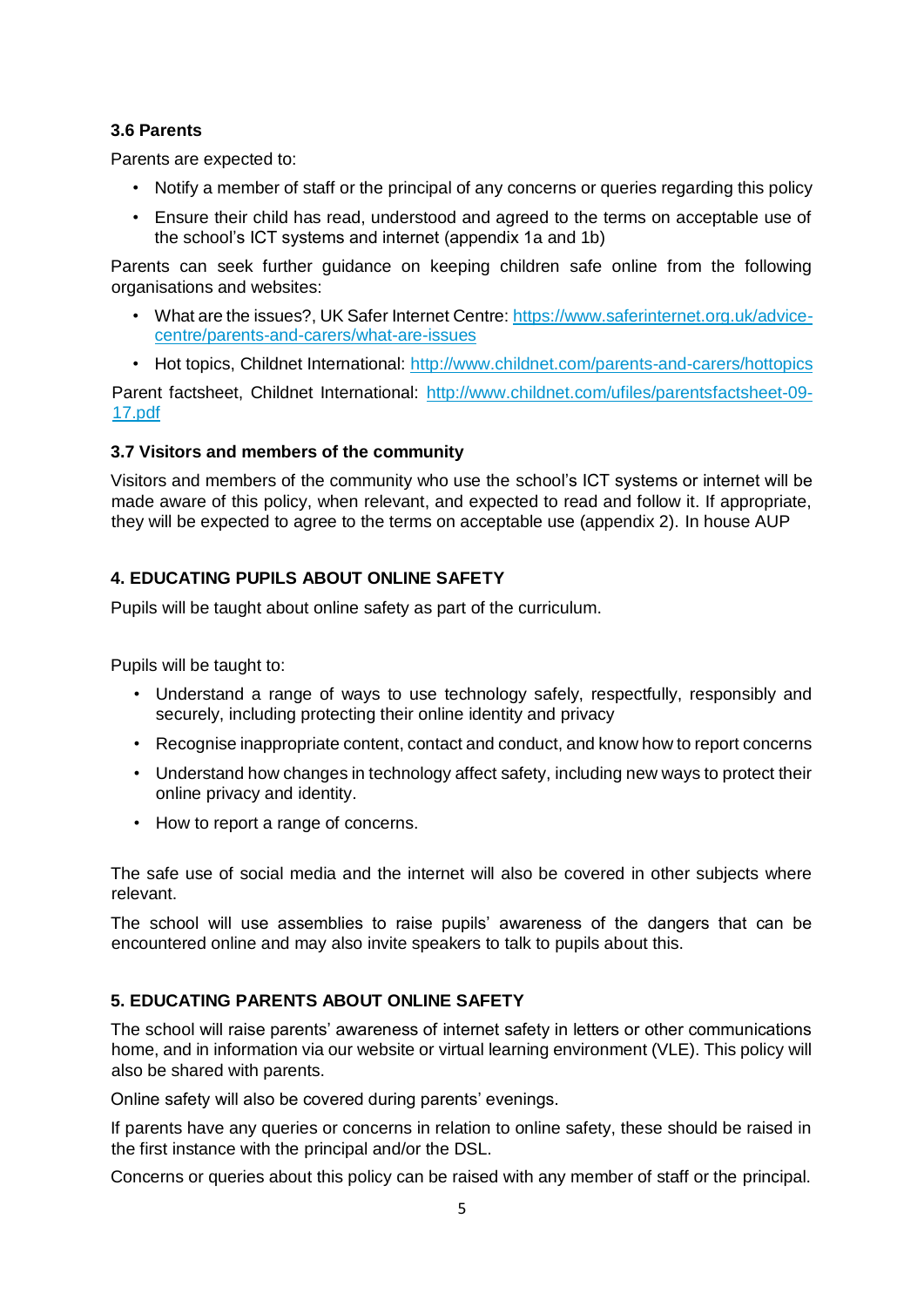### 3.6 Parents

Parents are expected to:

- Notify a member of staff or the principal of any concerns or queries regarding this policy
- Ensure their child has read, understood and agreed to the terms on acceptable use of the school's ICT systems and internet (appendix 1a and 1b)

Parents can seek further guidance on keeping children safe online from the following organisations and websites:

- What are the issues?, UK Safer Internet Centre: https://www.saferinternet.org.uk/advice-centre/parents-and-carers/what-are-issues
- Hot topics, Childnet International: http://www.childnet.com/parents-and-carers/hottopics

Parent factsheet, Childnet International: http://www.childnet.com/ufiles/parentsfactsheet-09-17.pdf

### 3.7 Visitors and members of the community

Visitors and members of the community who use the school's ICT systems or internet will be made aware of this policy, when relevant, and expected to read and follow it. If appropriate, they will be expected to agree to the terms on acceptable use (appendix 2). In house AUP

## 4. EDUCATING PUPILS ABOUT ONLINE SAFETY

Pupils will be taught about online safety as part of the curriculum.

Pupils will be taught to:

- Understand a range of ways to use technology safely, respectfully, responsibly and securely, including protecting their online identity and privacy
- Recognise inappropriate content, contact and conduct, and know how to report concerns
- Understand how changes in technology affect safety, including new ways to protect their online privacy and identity.
- How to report a range of concerns.

The safe use of social media and the internet will also be covered in other subjects where relevant.

The school will use assemblies to raise pupils' awareness of the dangers that can be encountered online and may also invite speakers to talk to pupils about this.

## 5. EDUCATING PARENTS ABOUT ONLINE SAFETY

The school will raise parents' awareness of internet safety in letters or other communications home, and in information via our website or virtual learning environment (VLE). This policy will also be shared with parents.

Online safety will also be covered during parents' evenings.

If parents have any queries or concerns in relation to online safety, these should be raised in the first instance with the principal and/or the DSL.

Concerns or queries about this policy can be raised with any member of staff or the principal.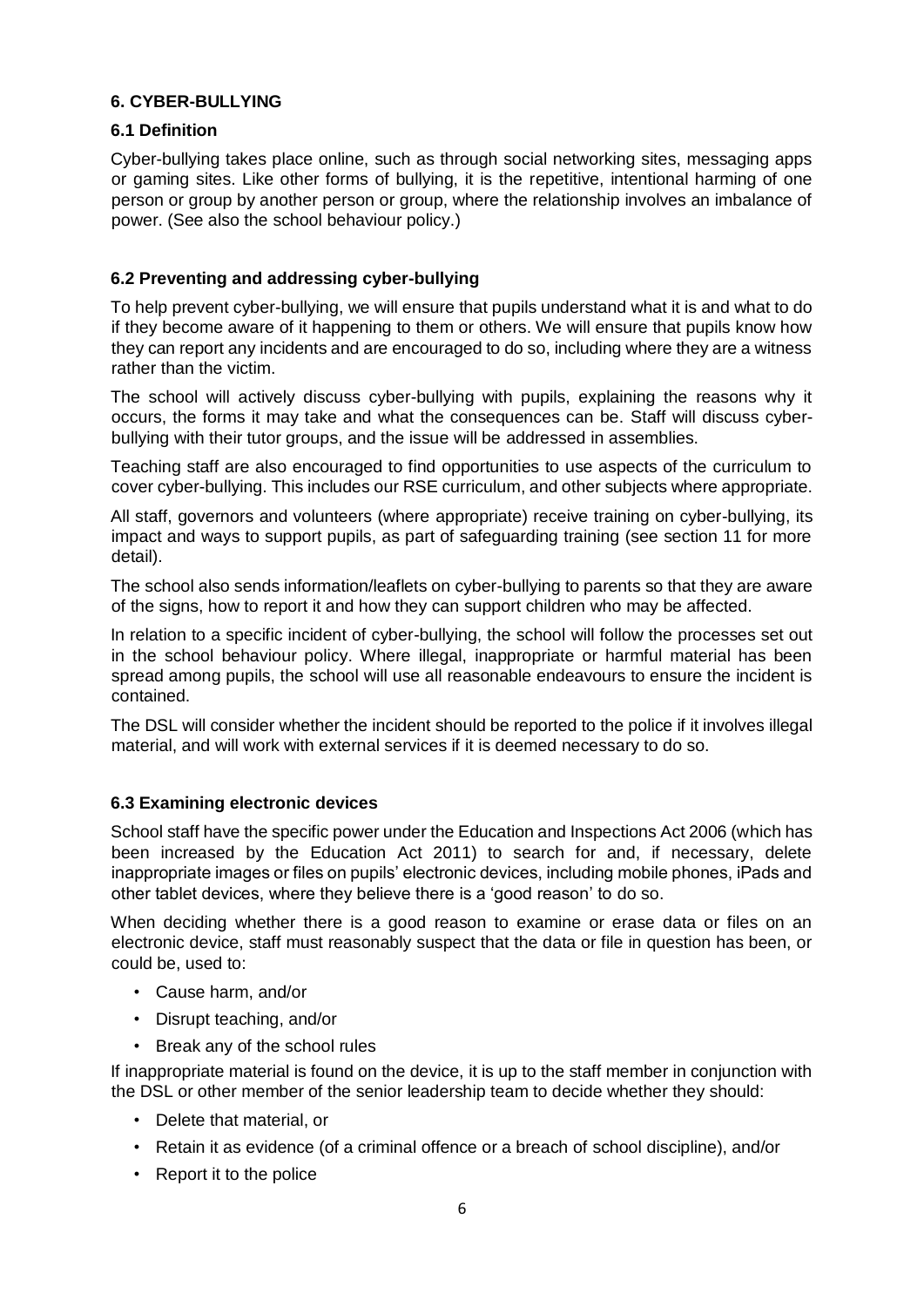## 6. CYBER-BULLYING

### 6.1 Definition

Cyber-bullying takes place online, such as through social networking sites, messaging apps or gaming sites. Like other forms of bullying, it is the repetitive, intentional harming of one person or group by another person or group, where the relationship involves an imbalance of power. (See also the school behaviour policy.)

### 6.2 Preventing and addressing cyber-bullying

To help prevent cyber-bullying, we will ensure that pupils understand what it is and what to do if they become aware of it happening to them or others. We will ensure that pupils know how they can report any incidents and are encouraged to do so, including where they are a witness rather than the victim.

The school will actively discuss cyber-bullying with pupils, explaining the reasons why it occurs, the forms it may take and what the consequences can be. Staff will discuss cyber-bullying with their tutor groups, and the issue will be addressed in assemblies.

Teaching staff are also encouraged to find opportunities to use aspects of the curriculum to cover cyber-bullying. This includes our RSE curriculum, and other subjects where appropriate.

All staff, governors and volunteers (where appropriate) receive training on cyber-bullying, its impact and ways to support pupils, as part of safeguarding training (see section 11 for more detail).

The school also sends information/leaflets on cyber-bullying to parents so that they are aware of the signs, how to report it and how they can support children who may be affected.

In relation to a specific incident of cyber-bullying, the school will follow the processes set out in the school behaviour policy. Where illegal, inappropriate or harmful material has been spread among pupils, the school will use all reasonable endeavours to ensure the incident is contained.

The DSL will consider whether the incident should be reported to the police if it involves illegal material, and will work with external services if it is deemed necessary to do so.

### 6.3 Examining electronic devices

School staff have the specific power under the Education and Inspections Act 2006 (which has been increased by the Education Act 2011) to search for and, if necessary, delete inappropriate images or files on pupils' electronic devices, including mobile phones, iPads and other tablet devices, where they believe there is a 'good reason' to do so.

When deciding whether there is a good reason to examine or erase data or files on an electronic device, staff must reasonably suspect that the data or file in question has been, or could be, used to:

- Cause harm, and/or
- Disrupt teaching, and/or
- Break any of the school rules

If inappropriate material is found on the device, it is up to the staff member in conjunction with the DSL or other member of the senior leadership team to decide whether they should:

- Delete that material, or
- Retain it as evidence (of a criminal offence or a breach of school discipline), and/or
- Report it to the police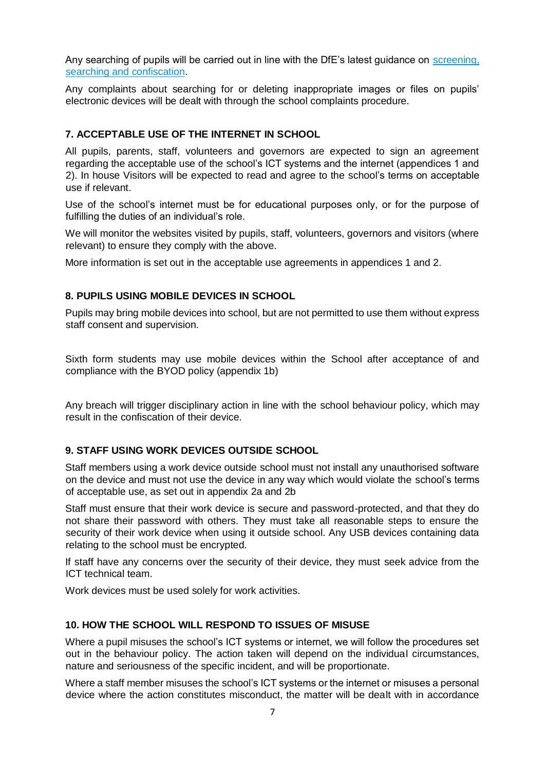Any searching of pupils will be carried out in line with the DfE's latest guidance on [screening, searching and confiscation](#).

Any complaints about searching for or deleting inappropriate images or files on pupils' electronic devices will be dealt with through the school complaints procedure.

## 7. ACCEPTABLE USE OF THE INTERNET IN SCHOOL

All pupils, parents, staff, volunteers and governors are expected to sign an agreement regarding the acceptable use of the school's ICT systems and the internet (appendices 1 and 2). In house Visitors will be expected to read and agree to the school's terms on acceptable use if relevant.

Use of the school's internet must be for educational purposes only, or for the purpose of fulfilling the duties of an individual's role.

We will monitor the websites visited by pupils, staff, volunteers, governors and visitors (where relevant) to ensure they comply with the above.

More information is set out in the acceptable use agreements in appendices 1 and 2.

## 8. PUPILS USING MOBILE DEVICES IN SCHOOL

Pupils may bring mobile devices into school, but are not permitted to use them without express staff consent and supervision.

Sixth form students may use mobile devices within the School after acceptance of and compliance with the BYOD policy (appendix 1b)

Any breach will trigger disciplinary action in line with the school behaviour policy, which may result in the confiscation of their device.

## 9. STAFF USING WORK DEVICES OUTSIDE SCHOOL

Staff members using a work device outside school must not install any unauthorised software on the device and must not use the device in any way which would violate the school's terms of acceptable use, as set out in appendix 2a and 2b

Staff must ensure that their work device is secure and password-protected, and that they do not share their password with others. They must take all reasonable steps to ensure the security of their work device when using it outside school. Any USB devices containing data relating to the school must be encrypted.

If staff have any concerns over the security of their device, they must seek advice from the ICT technical team.

Work devices must be used solely for work activities.

## 10. HOW THE SCHOOL WILL RESPOND TO ISSUES OF MISUSE

Where a pupil misuses the school's ICT systems or internet, we will follow the procedures set out in the behaviour policy. The action taken will depend on the individual circumstances, nature and seriousness of the specific incident, and will be proportionate.

Where a staff member misuses the school's ICT systems or the internet or misuses a personal device where the action constitutes misconduct, the matter will be dealt with in accordance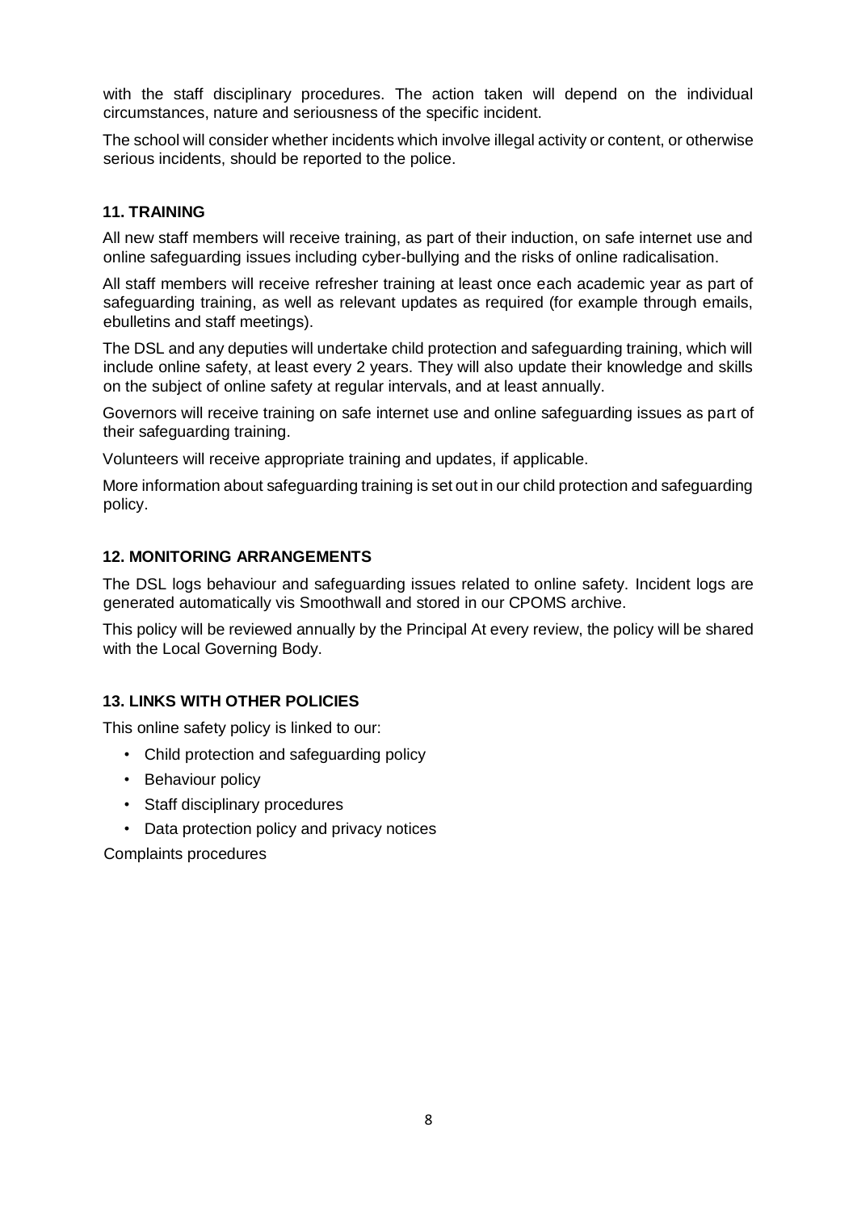with the staff disciplinary procedures. The action taken will depend on the individual circumstances, nature and seriousness of the specific incident.

The school will consider whether incidents which involve illegal activity or content, or otherwise serious incidents, should be reported to the police.

## 11. TRAINING

All new staff members will receive training, as part of their induction, on safe internet use and online safeguarding issues including cyber-bullying and the risks of online radicalisation.

All staff members will receive refresher training at least once each academic year as part of safeguarding training, as well as relevant updates as required (for example through emails, ebulletins and staff meetings).

The DSL and any deputies will undertake child protection and safeguarding training, which will include online safety, at least every 2 years. They will also update their knowledge and skills on the subject of online safety at regular intervals, and at least annually.

Governors will receive training on safe internet use and online safeguarding issues as part of their safeguarding training.

Volunteers will receive appropriate training and updates, if applicable.

More information about safeguarding training is set out in our child protection and safeguarding policy.

## 12. MONITORING ARRANGEMENTS

The DSL logs behaviour and safeguarding issues related to online safety. Incident logs are generated automatically vis Smoothwall and stored in our CPOMS archive.

This policy will be reviewed annually by the Principal At every review, the policy will be shared with the Local Governing Body.

## 13. LINKS WITH OTHER POLICIES

This online safety policy is linked to our:

- Child protection and safeguarding policy
- Behaviour policy
- Staff disciplinary procedures
- Data protection policy and privacy notices

Complaints procedures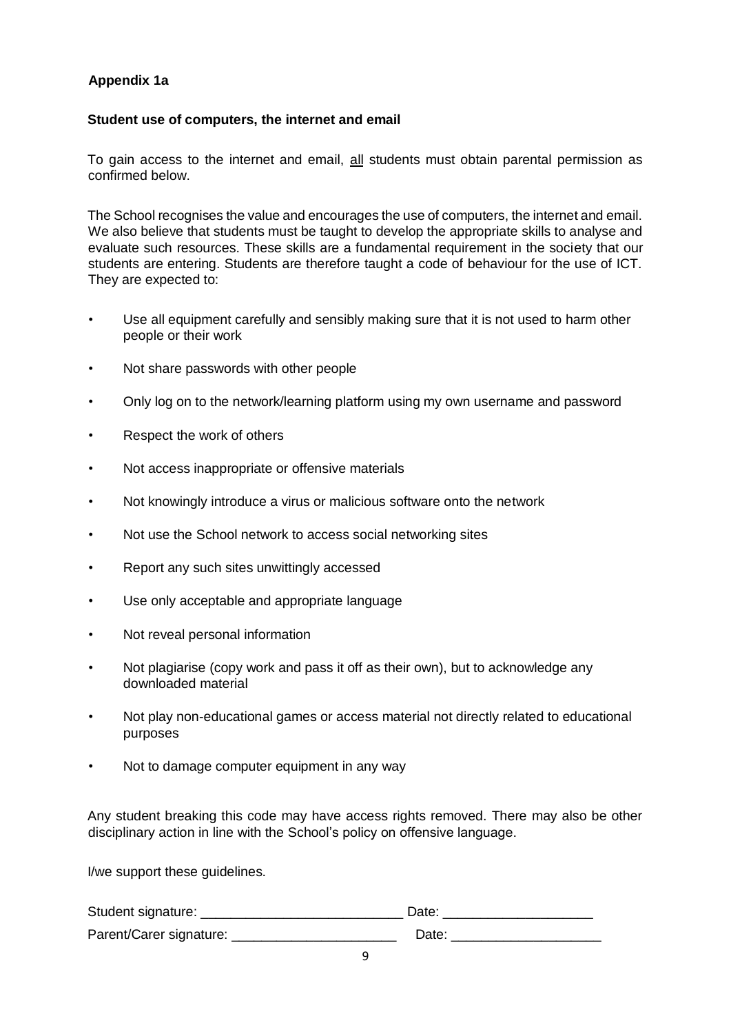**Appendix 1a**

**Student use of computers, the internet and email**

To gain access to the internet and email, <u>all</u> students must obtain parental permission as confirmed below.

The School recognises the value and encourages the use of computers, the internet and email. We also believe that students must be taught to develop the appropriate skills to analyse and evaluate such resources. These skills are a fundamental requirement in the society that our students are entering. Students are therefore taught a code of behaviour for the use of ICT. They are expected to:

- Use all equipment carefully and sensibly making sure that it is not used to harm other people or their work
- Not share passwords with other people
- Only log on to the network/learning platform using my own username and password
- Respect the work of others
- Not access inappropriate or offensive materials
- Not knowingly introduce a virus or malicious software onto the network
- Not use the School network to access social networking sites
- Report any such sites unwittingly accessed
- Use only acceptable and appropriate language
- Not reveal personal information
- Not plagiarise (copy work and pass it off as their own), but to acknowledge any downloaded material
- Not play non-educational games or access material not directly related to educational purposes
- Not to damage computer equipment in any way

Any student breaking this code may have access rights removed. There may also be other disciplinary action in line with the School's policy on offensive language.

I/we support these guidelines.

Student signature: ___________________________ Date: ____________________

Parent/Carer signature: ______________________ Date: ____________________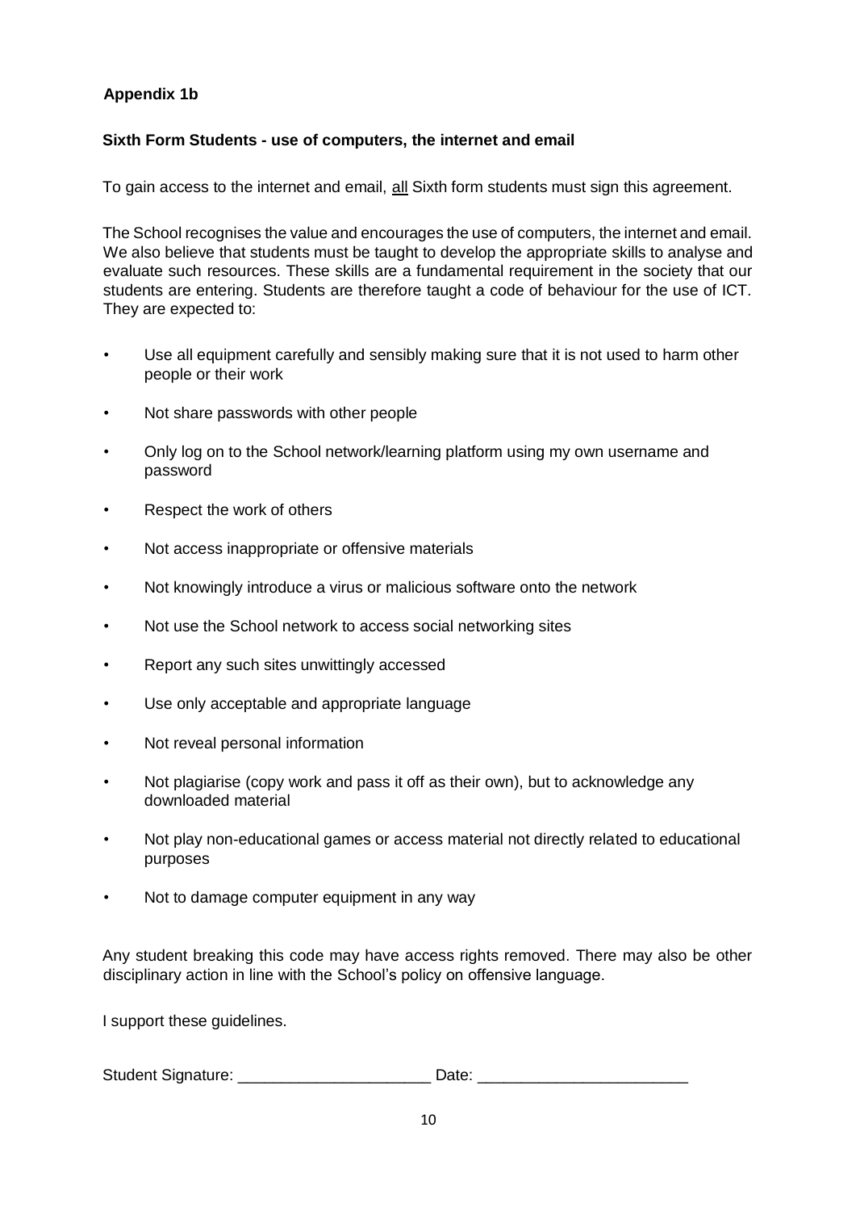**Appendix 1b**

**Sixth Form Students - use of computers, the internet and email**

To gain access to the internet and email, <u>all</u> Sixth form students must sign this agreement.

The School recognises the value and encourages the use of computers, the internet and email. We also believe that students must be taught to develop the appropriate skills to analyse and evaluate such resources. These skills are a fundamental requirement in the society that our students are entering. Students are therefore taught a code of behaviour for the use of ICT. They are expected to:

- Use all equipment carefully and sensibly making sure that it is not used to harm other people or their work
- Not share passwords with other people
- Only log on to the School network/learning platform using my own username and password
- Respect the work of others
- Not access inappropriate or offensive materials
- Not knowingly introduce a virus or malicious software onto the network
- Not use the School network to access social networking sites
- Report any such sites unwittingly accessed
- Use only acceptable and appropriate language
- Not reveal personal information
- Not plagiarise (copy work and pass it off as their own), but to acknowledge any downloaded material
- Not play non-educational games or access material not directly related to educational purposes
- Not to damage computer equipment in any way

Any student breaking this code may have access rights removed. There may also be other disciplinary action in line with the School's policy on offensive language.

I support these guidelines.

Student Signature: ______________________ Date: ________________________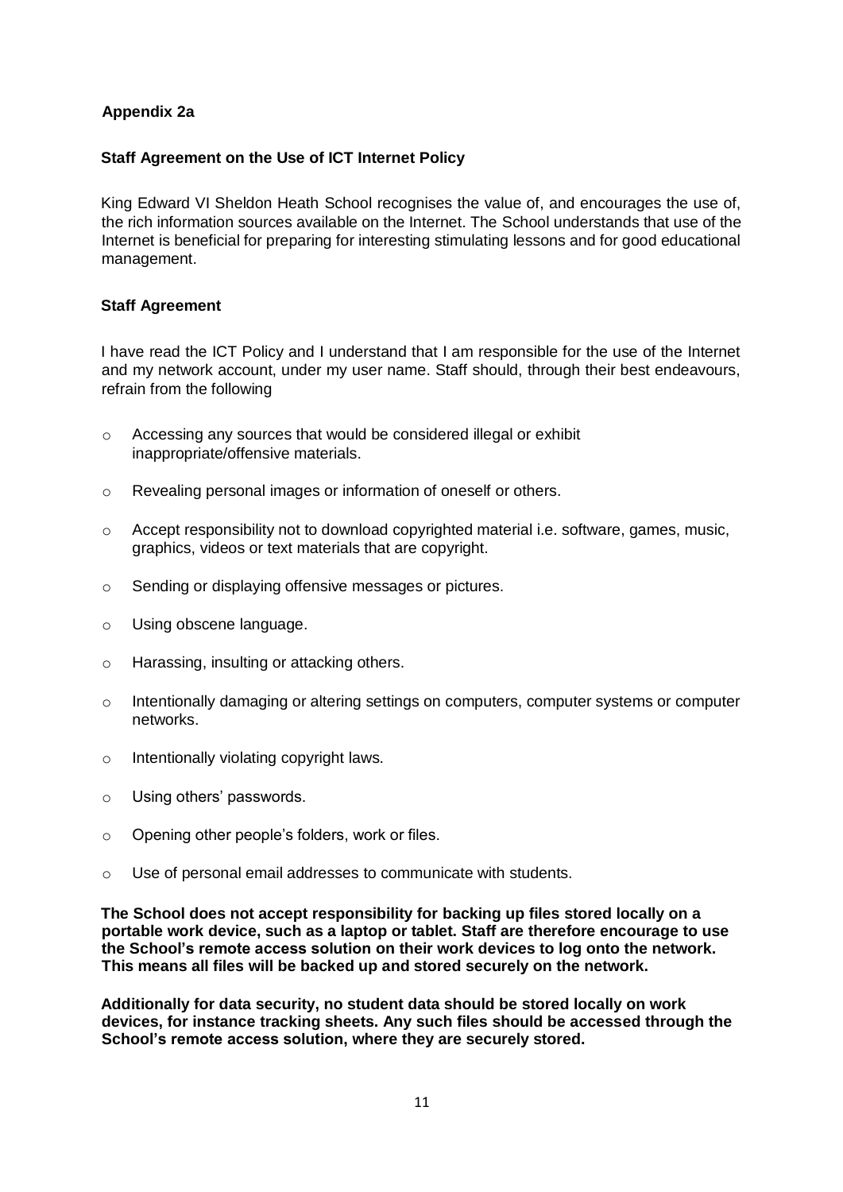**Appendix 2a**

**Staff Agreement on the Use of ICT Internet Policy**

King Edward VI Sheldon Heath School recognises the value of, and encourages the use of, the rich information sources available on the Internet. The School understands that use of the Internet is beneficial for preparing for interesting stimulating lessons and for good educational management.

**Staff Agreement**

I have read the ICT Policy and I understand that I am responsible for the use of the Internet and my network account, under my user name. Staff should, through their best endeavours, refrain from the following

- Accessing any sources that would be considered illegal or exhibit inappropriate/offensive materials.
- Revealing personal images or information of oneself or others.
- Accept responsibility not to download copyrighted material i.e. software, games, music, graphics, videos or text materials that are copyright.
- Sending or displaying offensive messages or pictures.
- Using obscene language.
- Harassing, insulting or attacking others.
- Intentionally damaging or altering settings on computers, computer systems or computer networks.
- Intentionally violating copyright laws.
- Using others' passwords.
- Opening other people's folders, work or files.
- Use of personal email addresses to communicate with students.

**The School does not accept responsibility for backing up files stored locally on a portable work device, such as a laptop or tablet. Staff are therefore encourage to use the School's remote access solution on their work devices to log onto the network. This means all files will be backed up and stored securely on the network.**

**Additionally for data security, no student data should be stored locally on work devices, for instance tracking sheets. Any such files should be accessed through the School's remote access solution, where they are securely stored.**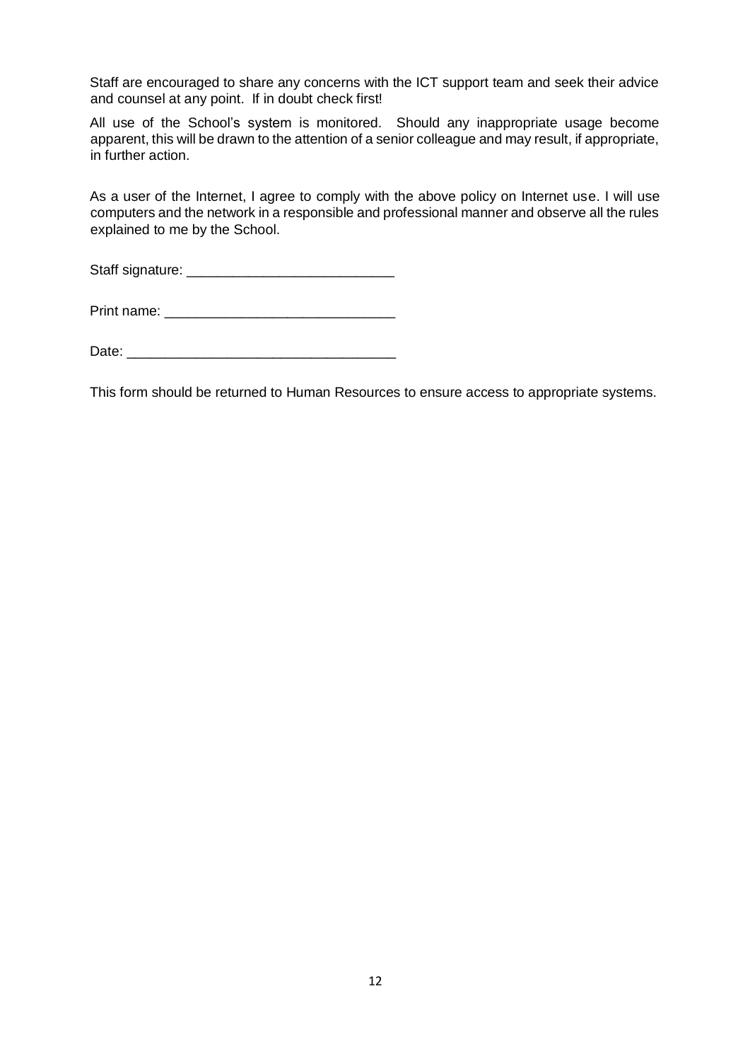Staff are encouraged to share any concerns with the ICT support team and seek their advice and counsel at any point. If in doubt check first!

All use of the School's system is monitored. Should any inappropriate usage become apparent, this will be drawn to the attention of a senior colleague and may result, if appropriate, in further action.

As a user of the Internet, I agree to comply with the above policy on Internet use. I will use computers and the network in a responsible and professional manner and observe all the rules explained to me by the School.

Staff signature: ___________________________

Print name: ______________________________

Date: ___________________________________

This form should be returned to Human Resources to ensure access to appropriate systems.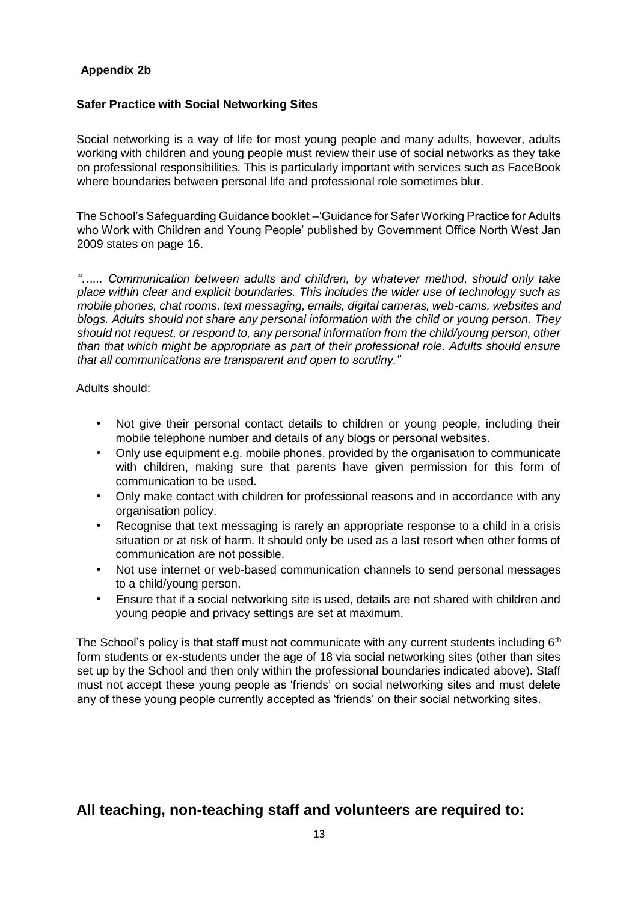**Appendix 2b**

**Safer Practice with Social Networking Sites**

Social networking is a way of life for most young people and many adults, however, adults working with children and young people must review their use of social networks as they take on professional responsibilities. This is particularly important with services such as FaceBook where boundaries between personal life and professional role sometimes blur.

The School's Safeguarding Guidance booklet –'Guidance for Safer Working Practice for Adults who Work with Children and Young People' published by Government Office North West Jan 2009 states on page 16.

*"…... Communication between adults and children, by whatever method, should only take place within clear and explicit boundaries. This includes the wider use of technology such as mobile phones, chat rooms, text messaging, emails, digital cameras, web-cams, websites and blogs. Adults should not share any personal information with the child or young person. They should not request, or respond to, any personal information from the child/young person, other than that which might be appropriate as part of their professional role. Adults should ensure that all communications are transparent and open to scrutiny."*

Adults should:

- Not give their personal contact details to children or young people, including their mobile telephone number and details of any blogs or personal websites.
- Only use equipment e.g. mobile phones, provided by the organisation to communicate with children, making sure that parents have given permission for this form of communication to be used.
- Only make contact with children for professional reasons and in accordance with any organisation policy.
- Recognise that text messaging is rarely an appropriate response to a child in a crisis situation or at risk of harm. It should only be used as a last resort when other forms of communication are not possible.
- Not use internet or web-based communication channels to send personal messages to a child/young person.
- Ensure that if a social networking site is used, details are not shared with children and young people and privacy settings are set at maximum.

The School's policy is that staff must not communicate with any current students including 6th form students or ex-students under the age of 18 via social networking sites (other than sites set up by the School and then only within the professional boundaries indicated above). Staff must not accept these young people as 'friends' on social networking sites and must delete any of these young people currently accepted as 'friends' on their social networking sites.

## All teaching, non-teaching staff and volunteers are required to: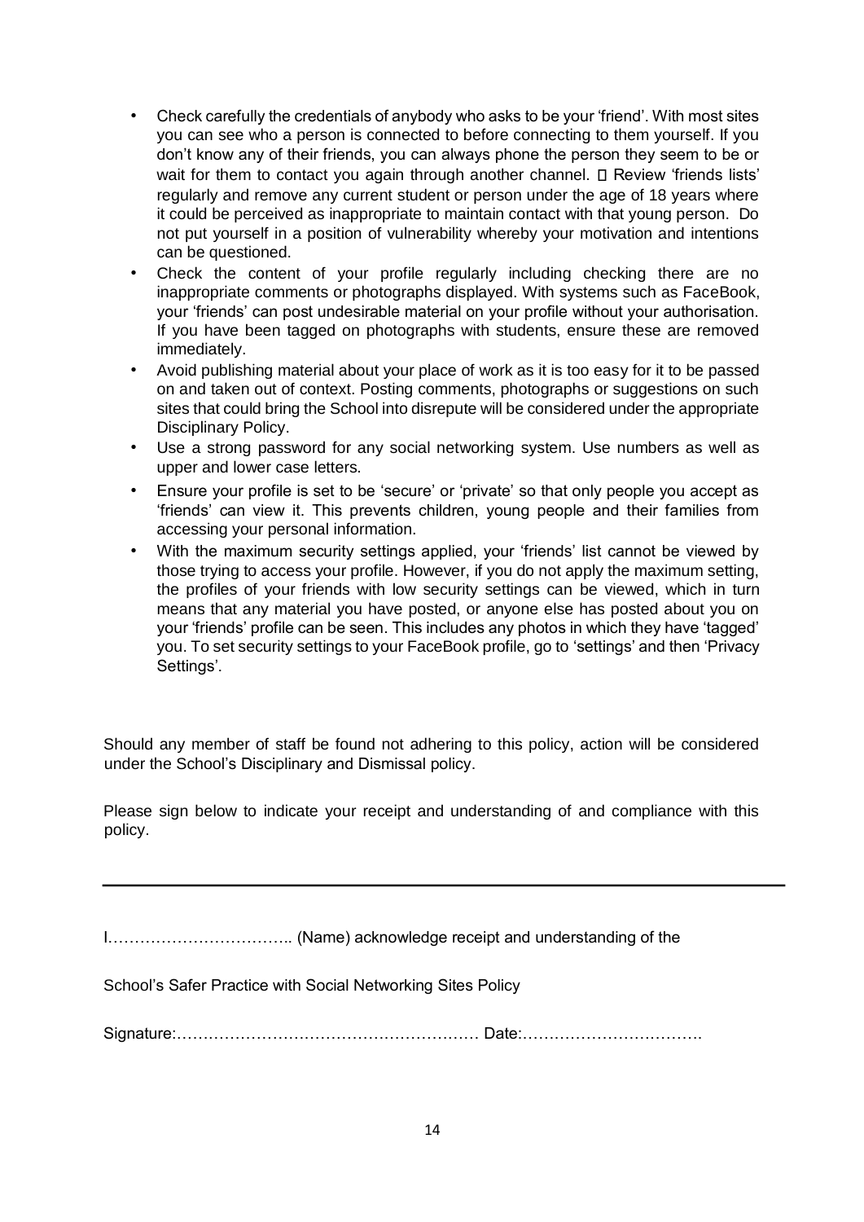- Check carefully the credentials of anybody who asks to be your 'friend'. With most sites you can see who a person is connected to before connecting to them yourself. If you don't know any of their friends, you can always phone the person they seem to be or wait for them to contact you again through another channel.  Review 'friends lists' regularly and remove any current student or person under the age of 18 years where it could be perceived as inappropriate to maintain contact with that young person. Do not put yourself in a position of vulnerability whereby your motivation and intentions can be questioned.
- Check the content of your profile regularly including checking there are no inappropriate comments or photographs displayed. With systems such as FaceBook, your 'friends' can post undesirable material on your profile without your authorisation. If you have been tagged on photographs with students, ensure these are removed immediately.
- Avoid publishing material about your place of work as it is too easy for it to be passed on and taken out of context. Posting comments, photographs or suggestions on such sites that could bring the School into disrepute will be considered under the appropriate Disciplinary Policy.
- Use a strong password for any social networking system. Use numbers as well as upper and lower case letters.
- Ensure your profile is set to be 'secure' or 'private' so that only people you accept as 'friends' can view it. This prevents children, young people and their families from accessing your personal information.
- With the maximum security settings applied, your 'friends' list cannot be viewed by those trying to access your profile. However, if you do not apply the maximum setting, the profiles of your friends with low security settings can be viewed, which in turn means that any material you have posted, or anyone else has posted about you on your 'friends' profile can be seen. This includes any photos in which they have 'tagged' you. To set security settings to your FaceBook profile, go to 'settings' and then 'Privacy Settings'.

Should any member of staff be found not adhering to this policy, action will be considered under the School's Disciplinary and Dismissal policy.

Please sign below to indicate your receipt and understanding of and compliance with this policy.

---

I…………………………….. (Name) acknowledge receipt and understanding of the

School's Safer Practice with Social Networking Sites Policy

Signature:………………………………………………… Date:…………………………….